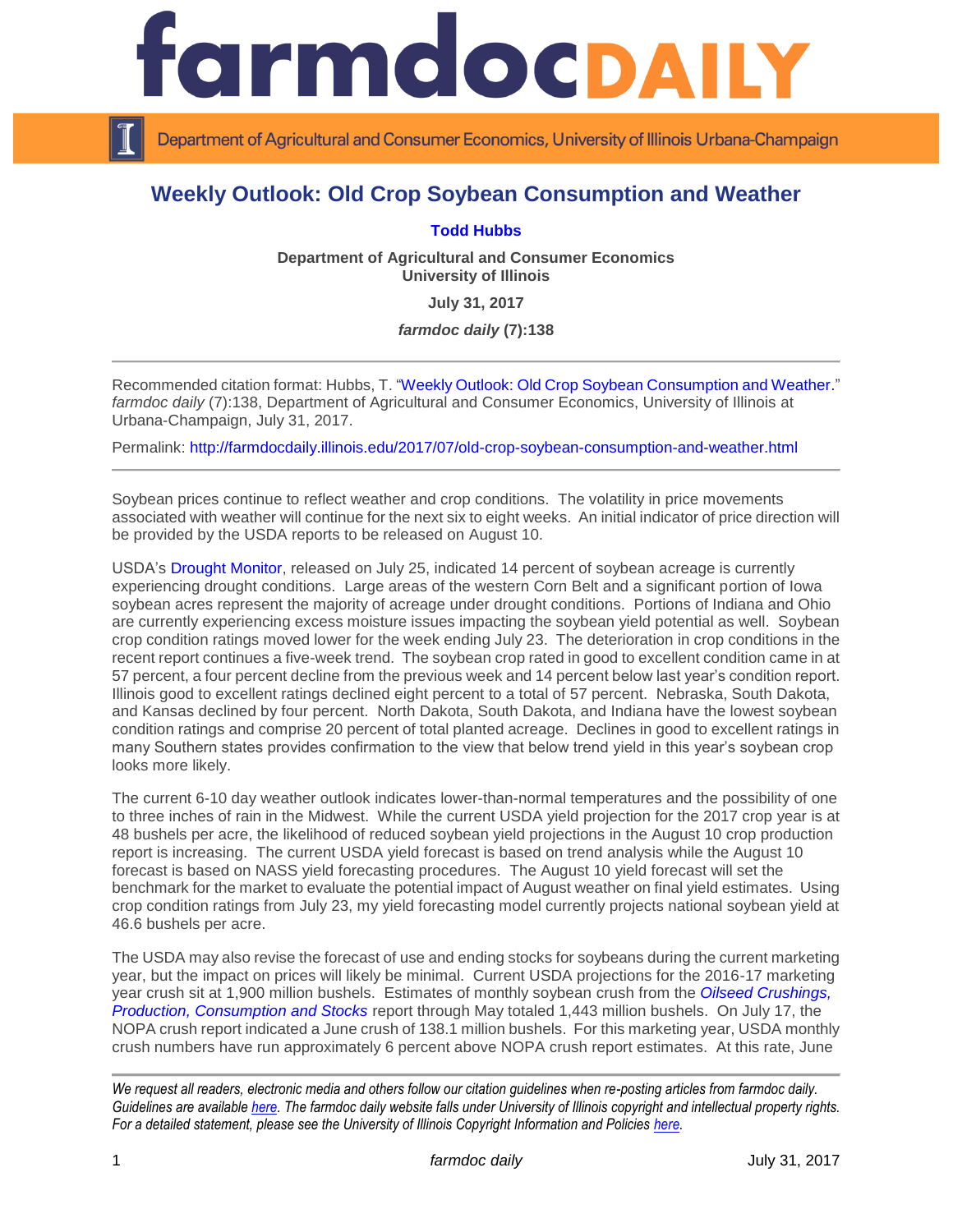# Weekly Outlook: Old Crop Soybean Consumption and Weather

**Todd Hubbs**

**Department of Agricultural and Consumer Economics**
**University of Illinois**

**July 31, 2017**

***farmdoc daily* (7):138**

---

Recommended citation format: Hubbs, T. "Weekly Outlook: Old Crop Soybean Consumption and Weather." *farmdoc daily* (7):138, Department of Agricultural and Consumer Economics, University of Illinois at Urbana-Champaign, July 31, 2017.

Permalink: http://farmdocdaily.illinois.edu/2017/07/old-crop-soybean-consumption-and-weather.html

---

Soybean prices continue to reflect weather and crop conditions. The volatility in price movements associated with weather will continue for the next six to eight weeks. An initial indicator of price direction will be provided by the USDA reports to be released on August 10.

USDA's Drought Monitor, released on July 25, indicated 14 percent of soybean acreage is currently experiencing drought conditions. Large areas of the western Corn Belt and a significant portion of Iowa soybean acres represent the majority of acreage under drought conditions. Portions of Indiana and Ohio are currently experiencing excess moisture issues impacting the soybean yield potential as well. Soybean crop condition ratings moved lower for the week ending July 23. The deterioration in crop conditions in the recent report continues a five-week trend. The soybean crop rated in good to excellent condition came in at 57 percent, a four percent decline from the previous week and 14 percent below last year's condition report. Illinois good to excellent ratings declined eight percent to a total of 57 percent. Nebraska, South Dakota, and Kansas declined by four percent. North Dakota, South Dakota, and Indiana have the lowest soybean condition ratings and comprise 20 percent of total planted acreage. Declines in good to excellent ratings in many Southern states provides confirmation to the view that below trend yield in this year's soybean crop looks more likely.

The current 6-10 day weather outlook indicates lower-than-normal temperatures and the possibility of one to three inches of rain in the Midwest. While the current USDA yield projection for the 2017 crop year is at 48 bushels per acre, the likelihood of reduced soybean yield projections in the August 10 crop production report is increasing. The current USDA yield forecast is based on trend analysis while the August 10 forecast is based on NASS yield forecasting procedures. The August 10 yield forecast will set the benchmark for the market to evaluate the potential impact of August weather on final yield estimates. Using crop condition ratings from July 23, my yield forecasting model currently projects national soybean yield at 46.6 bushels per acre.

The USDA may also revise the forecast of use and ending stocks for soybeans during the current marketing year, but the impact on prices will likely be minimal. Current USDA projections for the 2016-17 marketing year crush sit at 1,900 million bushels. Estimates of monthly soybean crush from the *Oilseed Crushings, Production, Consumption and Stocks* report through May totaled 1,443 million bushels. On July 17, the NOPA crush report indicated a June crush of 138.1 million bushels. For this marketing year, USDA monthly crush numbers have run approximately 6 percent above NOPA crush report estimates. At this rate, June

---

*We request all readers, electronic media and others follow our citation guidelines when re-posting articles from farmdoc daily. Guidelines are available here. The farmdoc daily website falls under University of Illinois copyright and intellectual property rights. For a detailed statement, please see the University of Illinois Copyright Information and Policies here.*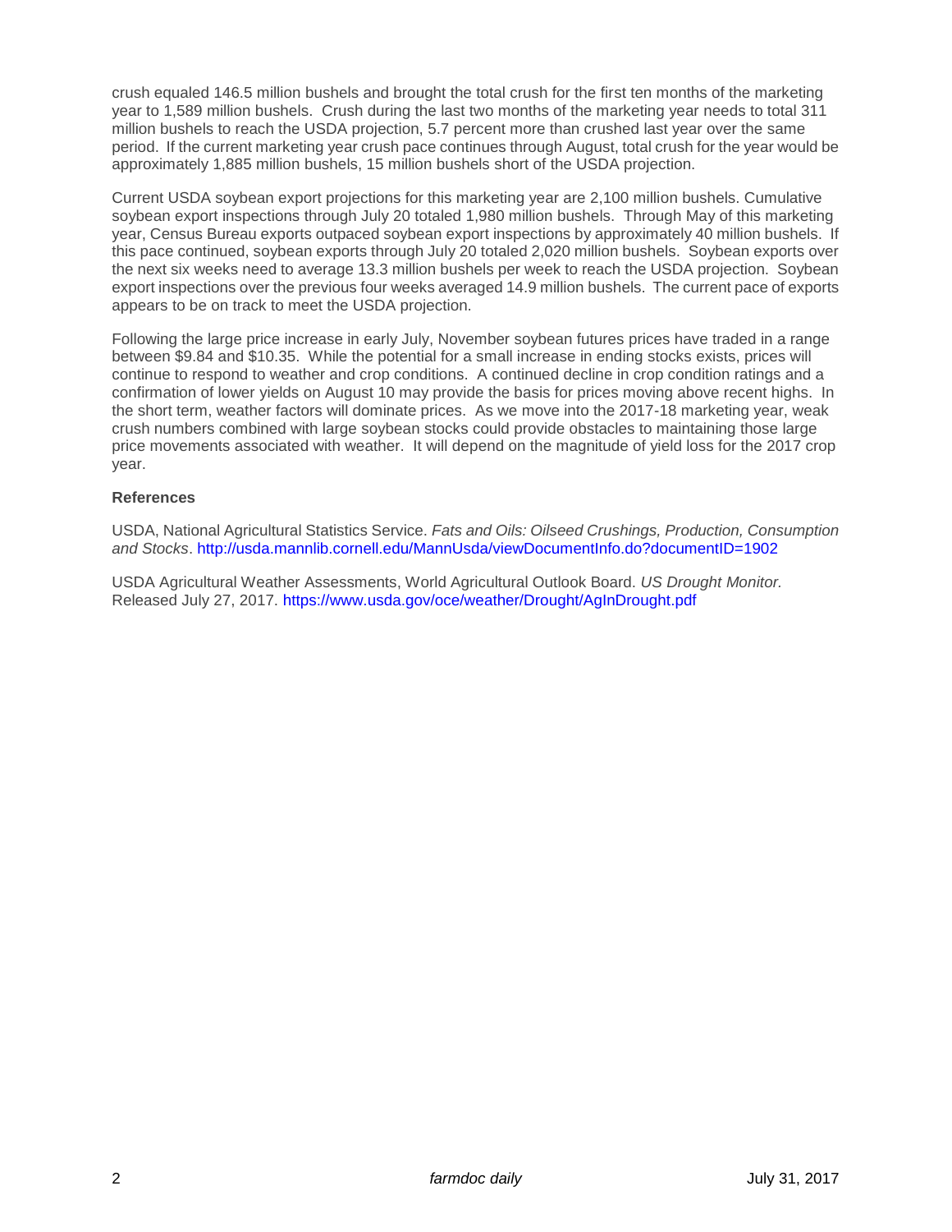crush equaled 146.5 million bushels and brought the total crush for the first ten months of the marketing year to 1,589 million bushels. Crush during the last two months of the marketing year needs to total 311 million bushels to reach the USDA projection, 5.7 percent more than crushed last year over the same period. If the current marketing year crush pace continues through August, total crush for the year would be approximately 1,885 million bushels, 15 million bushels short of the USDA projection.

Current USDA soybean export projections for this marketing year are 2,100 million bushels. Cumulative soybean export inspections through July 20 totaled 1,980 million bushels. Through May of this marketing year, Census Bureau exports outpaced soybean export inspections by approximately 40 million bushels. If this pace continued, soybean exports through July 20 totaled 2,020 million bushels. Soybean exports over the next six weeks need to average 13.3 million bushels per week to reach the USDA projection. Soybean export inspections over the previous four weeks averaged 14.9 million bushels. The current pace of exports appears to be on track to meet the USDA projection.

Following the large price increase in early July, November soybean futures prices have traded in a range between $9.84 and $10.35. While the potential for a small increase in ending stocks exists, prices will continue to respond to weather and crop conditions. A continued decline in crop condition ratings and a confirmation of lower yields on August 10 may provide the basis for prices moving above recent highs. In the short term, weather factors will dominate prices. As we move into the 2017-18 marketing year, weak crush numbers combined with large soybean stocks could provide obstacles to maintaining those large price movements associated with weather. It will depend on the magnitude of yield loss for the 2017 crop year.

**References**

USDA, National Agricultural Statistics Service. *Fats and Oils: Oilseed Crushings, Production, Consumption and Stocks*. http://usda.mannlib.cornell.edu/MannUsda/viewDocumentInfo.do?documentID=1902

USDA Agricultural Weather Assessments, World Agricultural Outlook Board. *US Drought Monitor.* Released July 27, 2017. https://www.usda.gov/oce/weather/Drought/AgInDrought.pdf